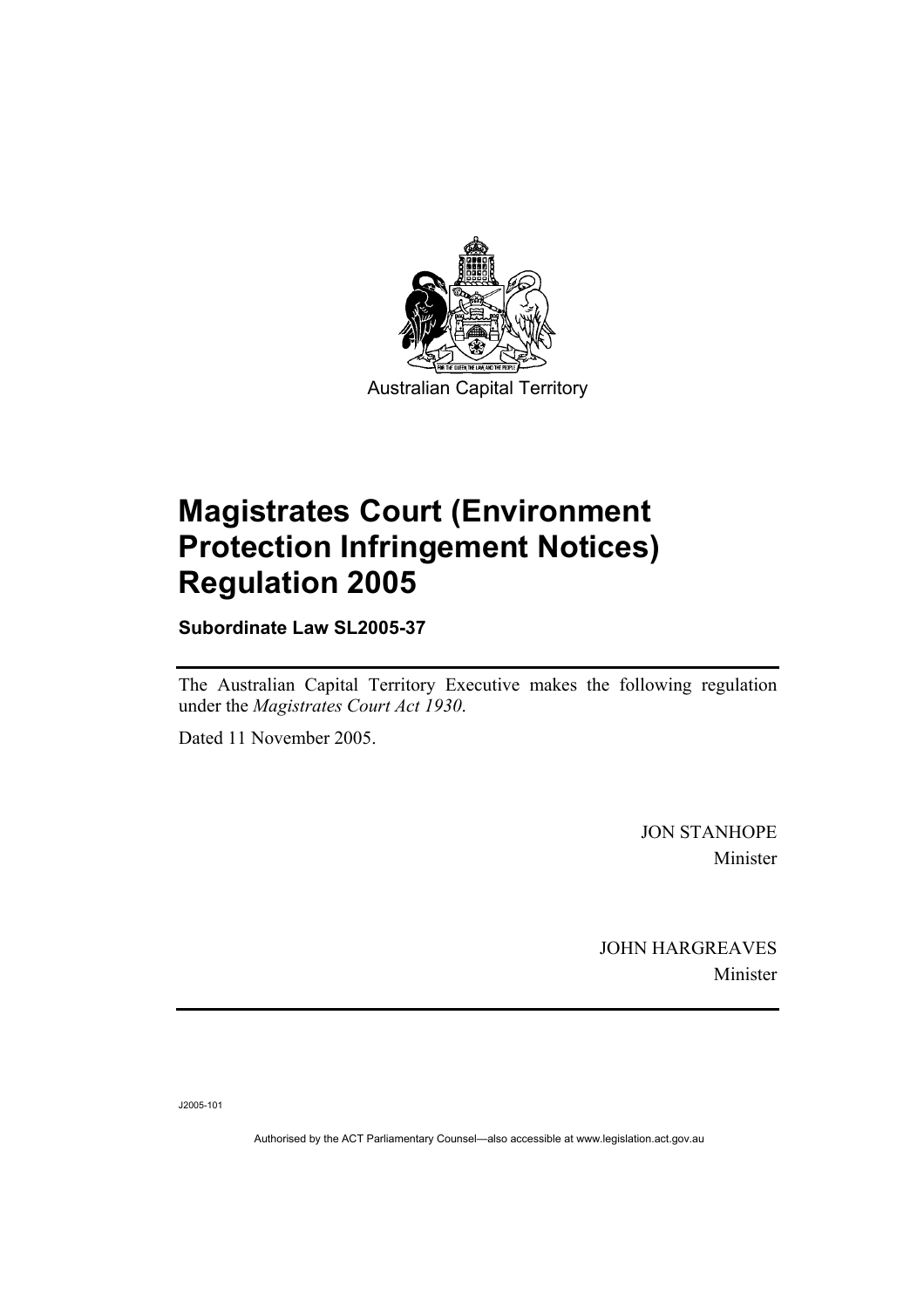Australian Capital Territory

# Magistrates Court (Environment Protection Infringement Notices) Regulation 2005

**Subordinate Law SL2005-37**

The Australian Capital Territory Executive makes the following regulation under the *Magistrates Court Act 1930*.

Dated 11 November 2005.

JON STANHOPE
Minister

JOHN HARGREAVES
Minister

J2005-101

Authorised by the ACT Parliamentary Counsel—also accessible at www.legislation.act.gov.au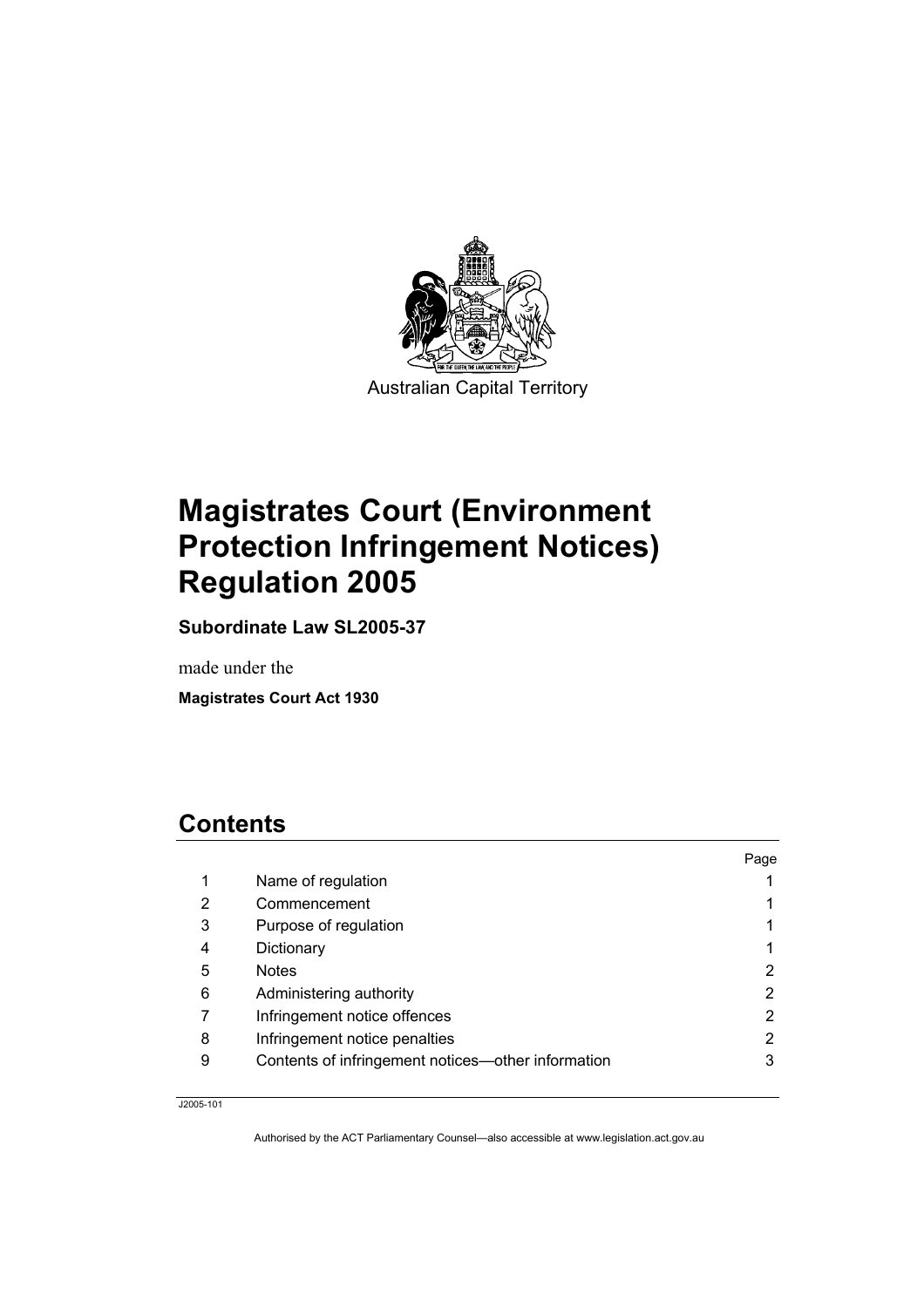Australian Capital Territory

# Magistrates Court (Environment Protection Infringement Notices) Regulation 2005

**Subordinate Law SL2005-37**

made under the

**Magistrates Court Act 1930**

## Contents

| | | Page |
|---|---|---|
| 1 | Name of regulation | 1 |
| 2 | Commencement | 1 |
| 3 | Purpose of regulation | 1 |
| 4 | Dictionary | 1 |
| 5 | Notes | 2 |
| 6 | Administering authority | 2 |
| 7 | Infringement notice offences | 2 |
| 8 | Infringement notice penalties | 2 |
| 9 | Contents of infringement notices—other information | 3 |

J2005-101

Authorised by the ACT Parliamentary Counsel—also accessible at www.legislation.act.gov.au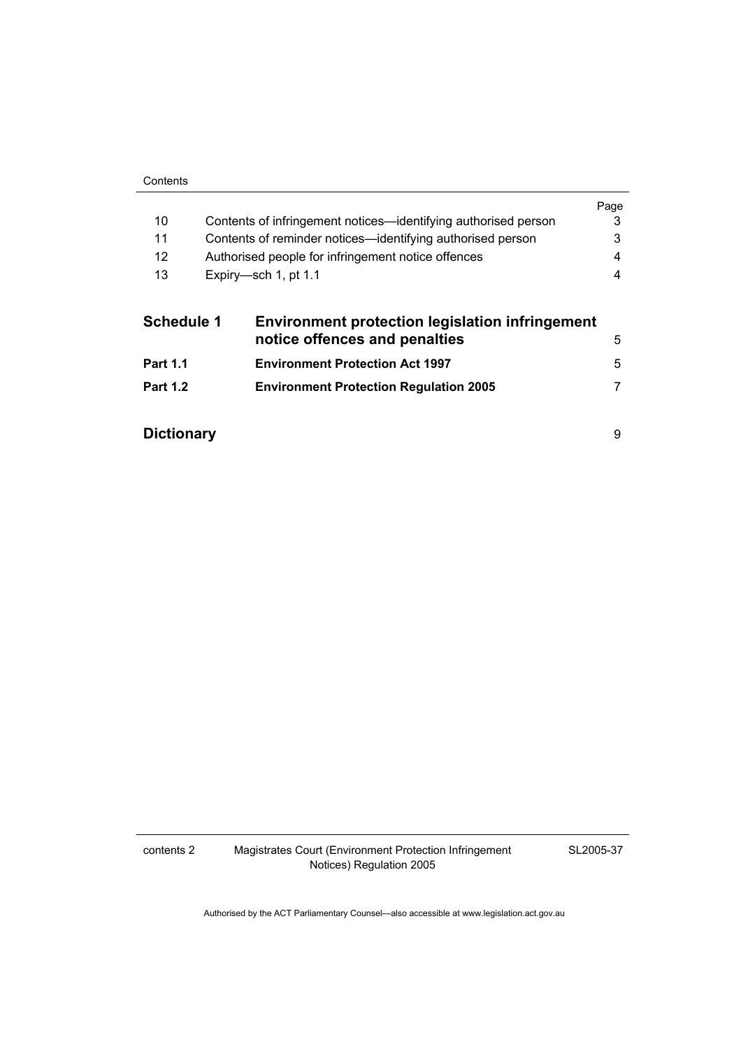|  |  | Page |
|---|---|---|
| 10 | Contents of infringement notices—identifying authorised person | 3 |
| 11 | Contents of reminder notices—identifying authorised person | 3 |
| 12 | Authorised people for infringement notice offences | 4 |
| 13 | Expiry—sch 1, pt 1.1 | 4 |

| | | |
|---|---|---|
| **Schedule 1** | **Environment protection legislation infringement notice offences and penalties** | 5 |
| **Part 1.1** | **Environment Protection Act 1997** | 5 |
| **Part 1.2** | **Environment Protection Regulation 2005** | 7 |

| | |
|---|---|
| **Dictionary** | 9 |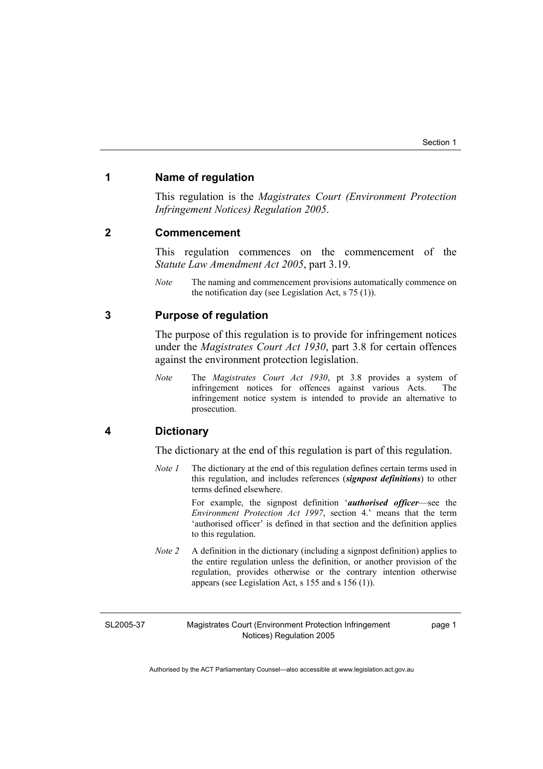## 1 Name of regulation

This regulation is the *Magistrates Court (Environment Protection Infringement Notices) Regulation 2005*.

## 2 Commencement

This regulation commences on the commencement of the *Statute Law Amendment Act 2005*, part 3.19.

*Note* The naming and commencement provisions automatically commence on the notification day (see Legislation Act, s 75 (1)).

## 3 Purpose of regulation

The purpose of this regulation is to provide for infringement notices under the *Magistrates Court Act 1930*, part 3.8 for certain offences against the environment protection legislation.

*Note* The *Magistrates Court Act 1930*, pt 3.8 provides a system of infringement notices for offences against various Acts. The infringement notice system is intended to provide an alternative to prosecution.

## 4 Dictionary

The dictionary at the end of this regulation is part of this regulation.

*Note 1* The dictionary at the end of this regulation defines certain terms used in this regulation, and includes references (***signpost definitions***) to other terms defined elsewhere.

For example, the signpost definition '***authorised officer***—see the *Environment Protection Act 1997*, section 4.' means that the term 'authorised officer' is defined in that section and the definition applies to this regulation.

*Note 2* A definition in the dictionary (including a signpost definition) applies to the entire regulation unless the definition, or another provision of the regulation, provides otherwise or the contrary intention otherwise appears (see Legislation Act, s 155 and s 156 (1)).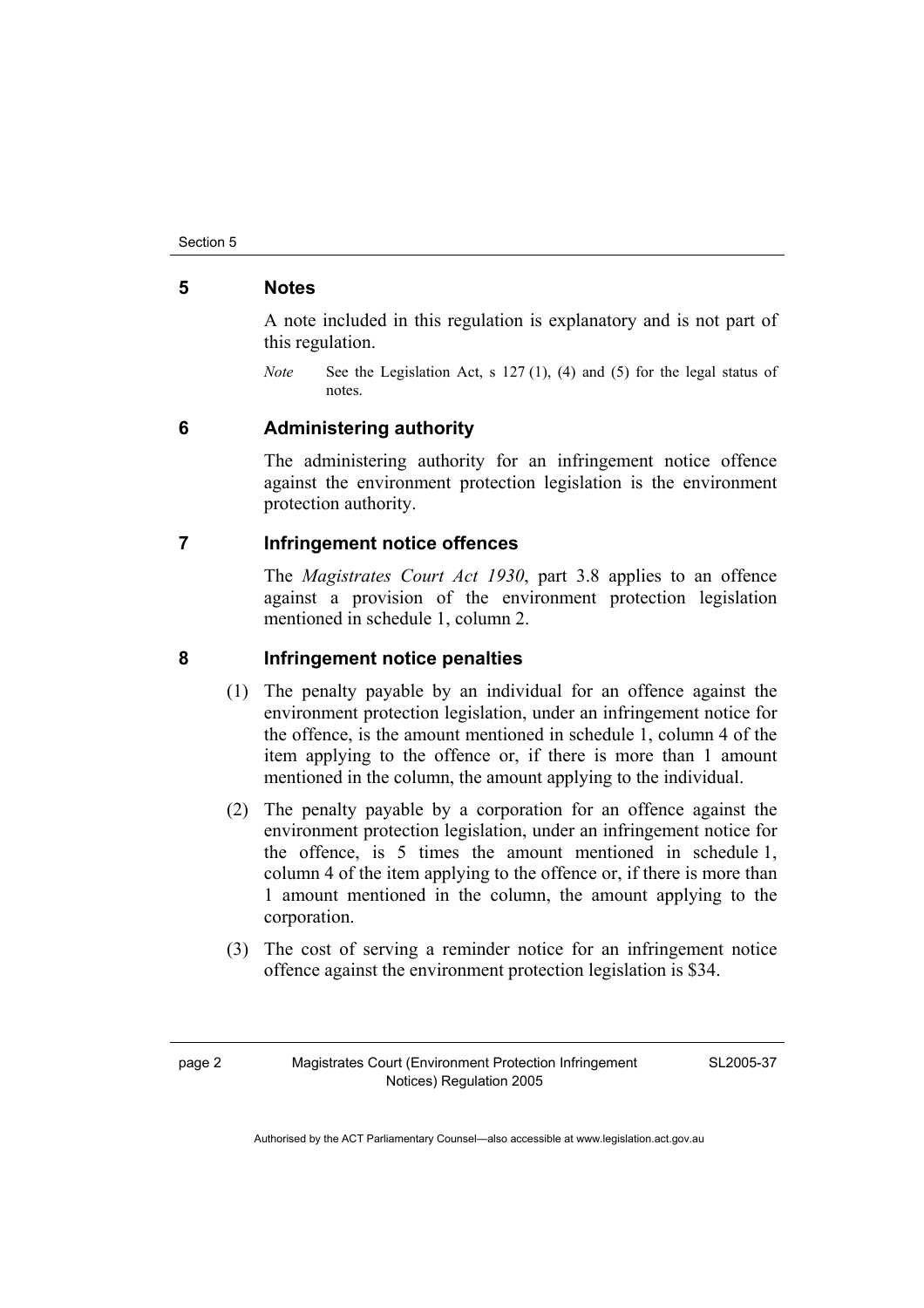## 5 Notes

A note included in this regulation is explanatory and is not part of this regulation.

*Note* See the Legislation Act, s 127 (1), (4) and (5) for the legal status of notes.

## 6 Administering authority

The administering authority for an infringement notice offence against the environment protection legislation is the environment protection authority.

## 7 Infringement notice offences

The *Magistrates Court Act 1930*, part 3.8 applies to an offence against a provision of the environment protection legislation mentioned in schedule 1, column 2.

## 8 Infringement notice penalties

(1) The penalty payable by an individual for an offence against the environment protection legislation, under an infringement notice for the offence, is the amount mentioned in schedule 1, column 4 of the item applying to the offence or, if there is more than 1 amount mentioned in the column, the amount applying to the individual.

(2) The penalty payable by a corporation for an offence against the environment protection legislation, under an infringement notice for the offence, is 5 times the amount mentioned in schedule 1, column 4 of the item applying to the offence or, if there is more than 1 amount mentioned in the column, the amount applying to the corporation.

(3) The cost of serving a reminder notice for an infringement notice offence against the environment protection legislation is $34.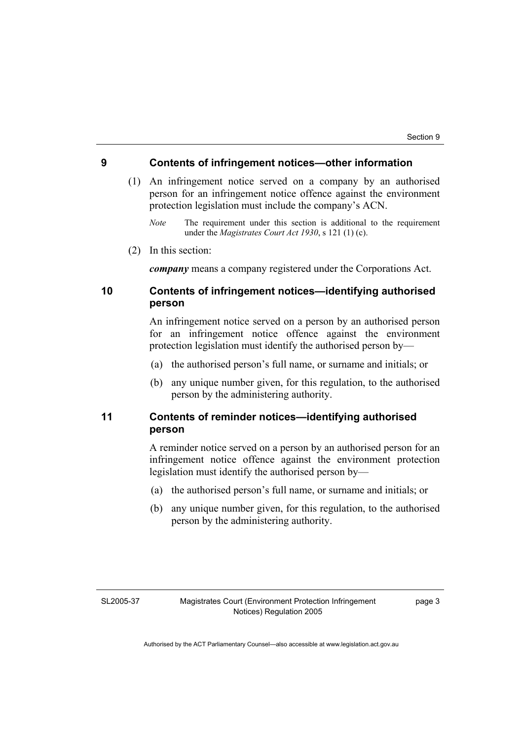## 9 Contents of infringement notices—other information

(1) An infringement notice served on a company by an authorised person for an infringement notice offence against the environment protection legislation must include the company's ACN.

*Note* The requirement under this section is additional to the requirement under the *Magistrates Court Act 1930*, s 121 (1) (c).

(2) In this section:

***company*** means a company registered under the Corporations Act.

## 10 Contents of infringement notices—identifying authorised person

An infringement notice served on a person by an authorised person for an infringement notice offence against the environment protection legislation must identify the authorised person by—

(a) the authorised person's full name, or surname and initials; or

(b) any unique number given, for this regulation, to the authorised person by the administering authority.

## 11 Contents of reminder notices—identifying authorised person

A reminder notice served on a person by an authorised person for an infringement notice offence against the environment protection legislation must identify the authorised person by—

(a) the authorised person's full name, or surname and initials; or

(b) any unique number given, for this regulation, to the authorised person by the administering authority.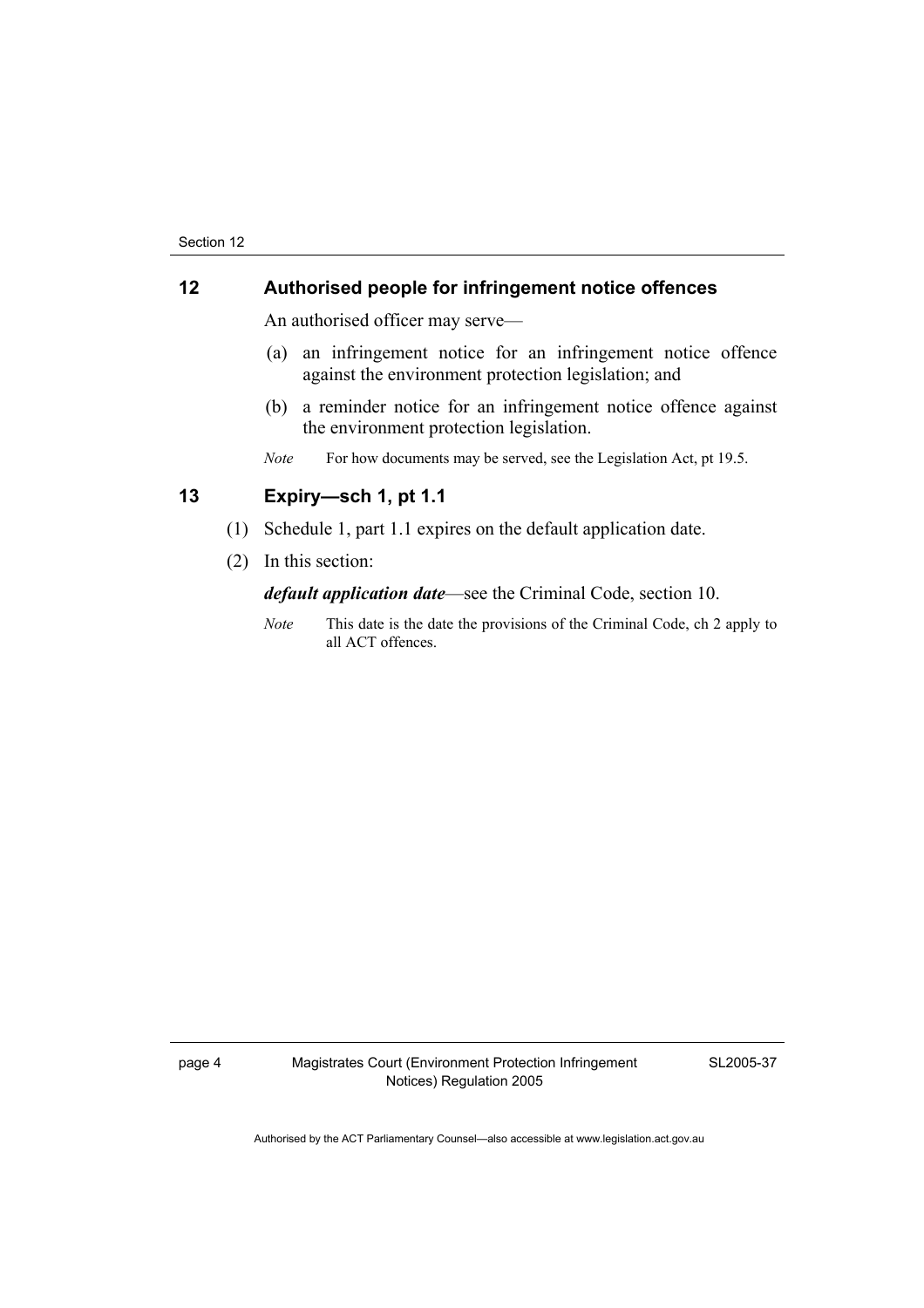## 12 Authorised people for infringement notice offences

An authorised officer may serve—

(a) an infringement notice for an infringement notice offence against the environment protection legislation; and

(b) a reminder notice for an infringement notice offence against the environment protection legislation.

*Note* For how documents may be served, see the Legislation Act, pt 19.5.

## 13 Expiry—sch 1, pt 1.1

(1) Schedule 1, part 1.1 expires on the default application date.

(2) In this section:

***default application date***—see the Criminal Code, section 10.

*Note* This date is the date the provisions of the Criminal Code, ch 2 apply to all ACT offences.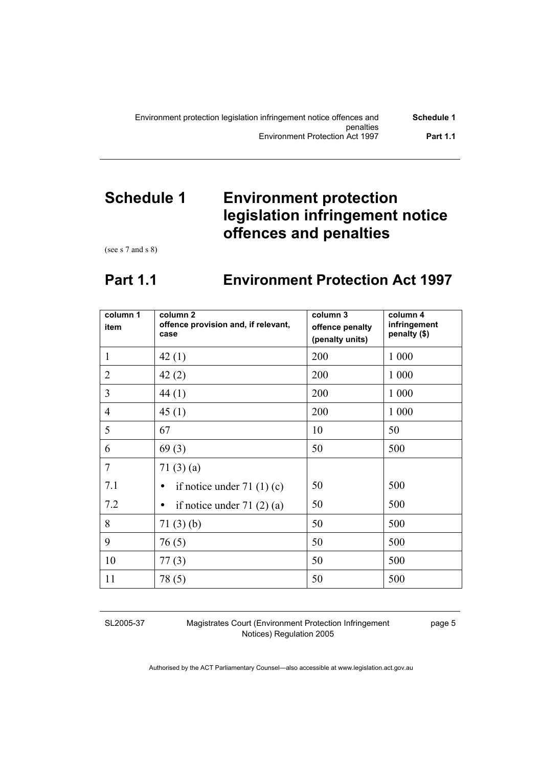# Schedule 1 Environment protection legislation infringement notice offences and penalties

(see s 7 and s 8)

## Part 1.1 Environment Protection Act 1997

| column 1 item | column 2 offence provision and, if relevant, case | column 3 offence penalty (penalty units) | column 4 infringement penalty ($) |
|---|---|---|---|
| 1 | 42 (1) | 200 | 1 000 |
| 2 | 42 (2) | 200 | 1 000 |
| 3 | 44 (1) | 200 | 1 000 |
| 4 | 45 (1) | 200 | 1 000 |
| 5 | 67 | 10 | 50 |
| 6 | 69 (3) | 50 | 500 |
| 7 | 71 (3) (a) | | |
| 7.1 | • if notice under 71 (1) (c) | 50 | 500 |
| 7.2 | • if notice under 71 (2) (a) | 50 | 500 |
| 8 | 71 (3) (b) | 50 | 500 |
| 9 | 76 (5) | 50 | 500 |
| 10 | 77 (3) | 50 | 500 |
| 11 | 78 (5) | 50 | 500 |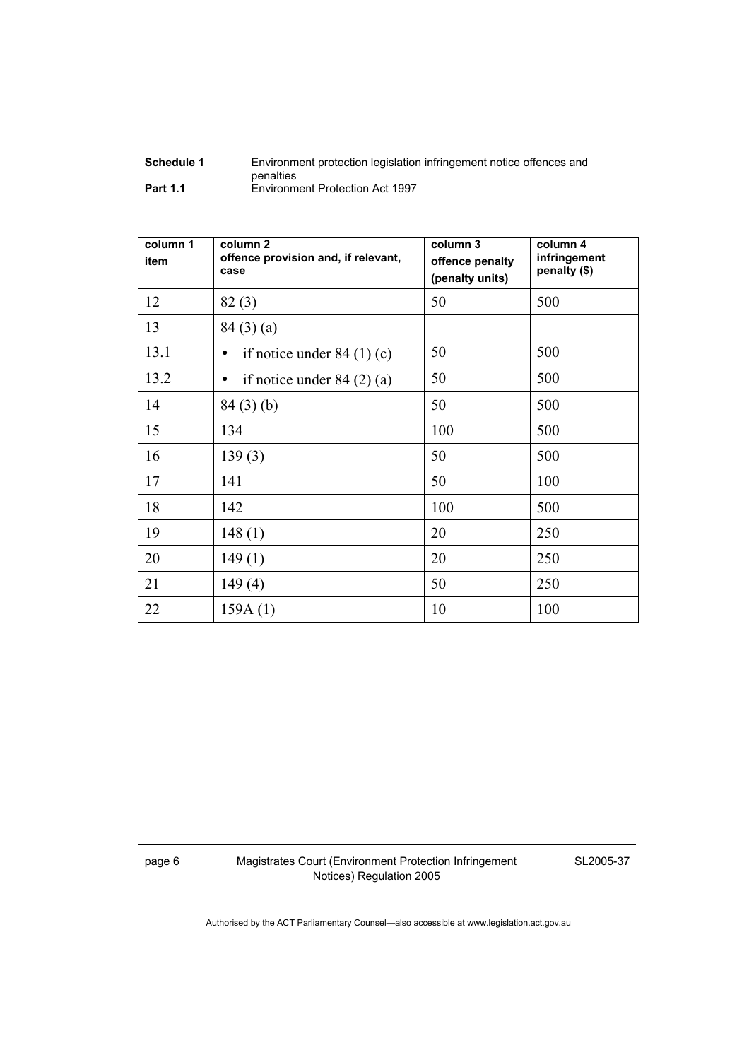| column 1 item | column 2 offence provision and, if relevant, case | column 3 offence penalty (penalty units) | column 4 infringement penalty ($) |
|---|---|---|---|
| 12 | 82 (3) | 50 | 500 |
| 13 | 84 (3) (a) | | |
| 13.1 | • if notice under 84 (1) (c) | 50 | 500 |
| 13.2 | • if notice under 84 (2) (a) | 50 | 500 |
| 14 | 84 (3) (b) | 50 | 500 |
| 15 | 134 | 100 | 500 |
| 16 | 139 (3) | 50 | 500 |
| 17 | 141 | 50 | 100 |
| 18 | 142 | 100 | 500 |
| 19 | 148 (1) | 20 | 250 |
| 20 | 149 (1) | 20 | 250 |
| 21 | 149 (4) | 50 | 250 |
| 22 | 159A (1) | 10 | 100 |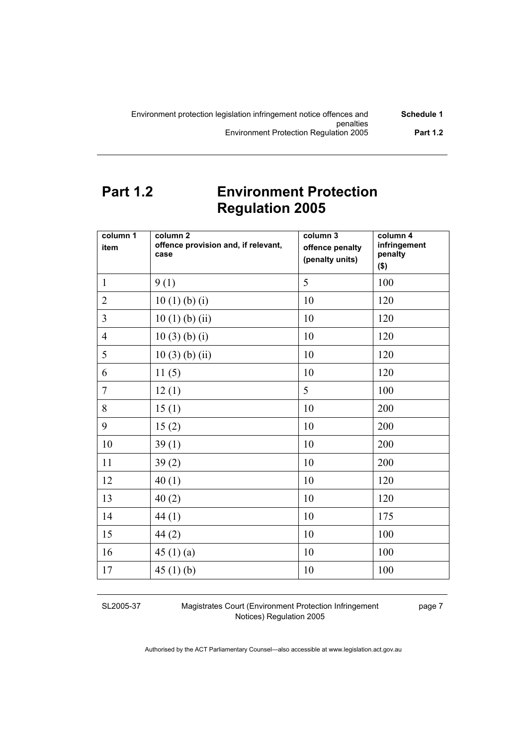## Part 1.2 Environment Protection Regulation 2005

| column 1<br>item | column 2<br>offence provision and, if relevant, case | column 3<br>offence penalty (penalty units) | column 4<br>infringement penalty ($) |
|---|---|---|---|
| 1 | 9 (1) | 5 | 100 |
| 2 | 10 (1) (b) (i) | 10 | 120 |
| 3 | 10 (1) (b) (ii) | 10 | 120 |
| 4 | 10 (3) (b) (i) | 10 | 120 |
| 5 | 10 (3) (b) (ii) | 10 | 120 |
| 6 | 11 (5) | 10 | 120 |
| 7 | 12 (1) | 5 | 100 |
| 8 | 15 (1) | 10 | 200 |
| 9 | 15 (2) | 10 | 200 |
| 10 | 39 (1) | 10 | 200 |
| 11 | 39 (2) | 10 | 200 |
| 12 | 40 (1) | 10 | 120 |
| 13 | 40 (2) | 10 | 120 |
| 14 | 44 (1) | 10 | 175 |
| 15 | 44 (2) | 10 | 100 |
| 16 | 45 (1) (a) | 10 | 100 |
| 17 | 45 (1) (b) | 10 | 100 |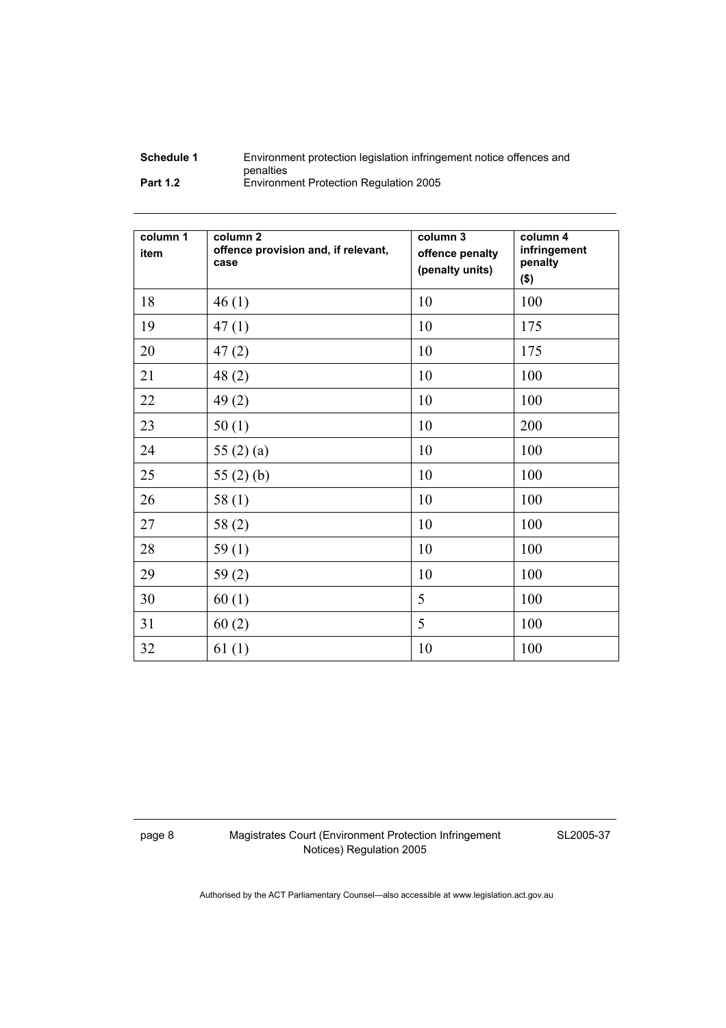| column 1 item | column 2 offence provision and, if relevant, case | column 3 offence penalty (penalty units) | column 4 infringement penalty ($) |
|---|---|---|---|
| 18 | 46 (1) | 10 | 100 |
| 19 | 47 (1) | 10 | 175 |
| 20 | 47 (2) | 10 | 175 |
| 21 | 48 (2) | 10 | 100 |
| 22 | 49 (2) | 10 | 100 |
| 23 | 50 (1) | 10 | 200 |
| 24 | 55 (2) (a) | 10 | 100 |
| 25 | 55 (2) (b) | 10 | 100 |
| 26 | 58 (1) | 10 | 100 |
| 27 | 58 (2) | 10 | 100 |
| 28 | 59 (1) | 10 | 100 |
| 29 | 59 (2) | 10 | 100 |
| 30 | 60 (1) | 5 | 100 |
| 31 | 60 (2) | 5 | 100 |
| 32 | 61 (1) | 10 | 100 |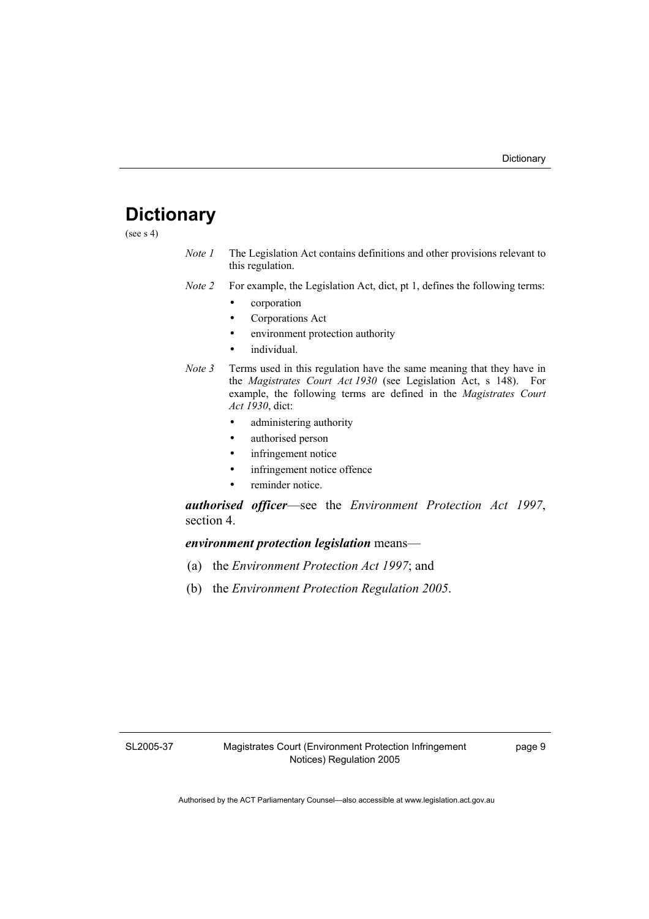# Dictionary

(see s 4)

*Note 1* The Legislation Act contains definitions and other provisions relevant to this regulation.

*Note 2* For example, the Legislation Act, dict, pt 1, defines the following terms:

- corporation
- Corporations Act
- environment protection authority
- individual.

*Note 3* Terms used in this regulation have the same meaning that they have in the *Magistrates Court Act 1930* (see Legislation Act, s 148). For example, the following terms are defined in the *Magistrates Court Act 1930*, dict:

- administering authority
- authorised person
- infringement notice
- infringement notice offence
- reminder notice.

***authorised officer***—see the *Environment Protection Act 1997*, section 4.

***environment protection legislation*** means—

(a) the *Environment Protection Act 1997*; and

(b) the *Environment Protection Regulation 2005*.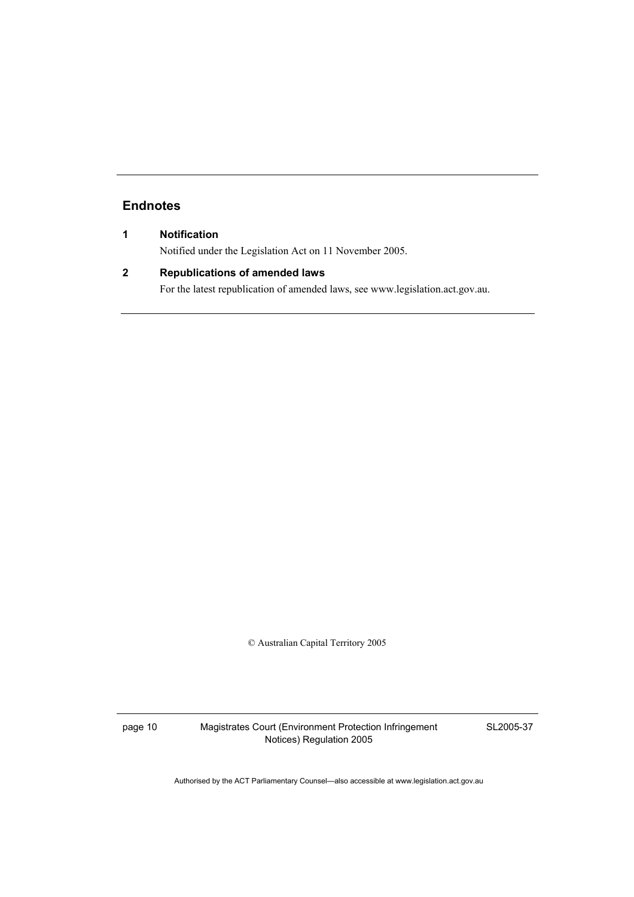## Endnotes

**1 Notification**

Notified under the Legislation Act on 11 November 2005.

**2 Republications of amended laws**

For the latest republication of amended laws, see www.legislation.act.gov.au.

© Australian Capital Territory 2005